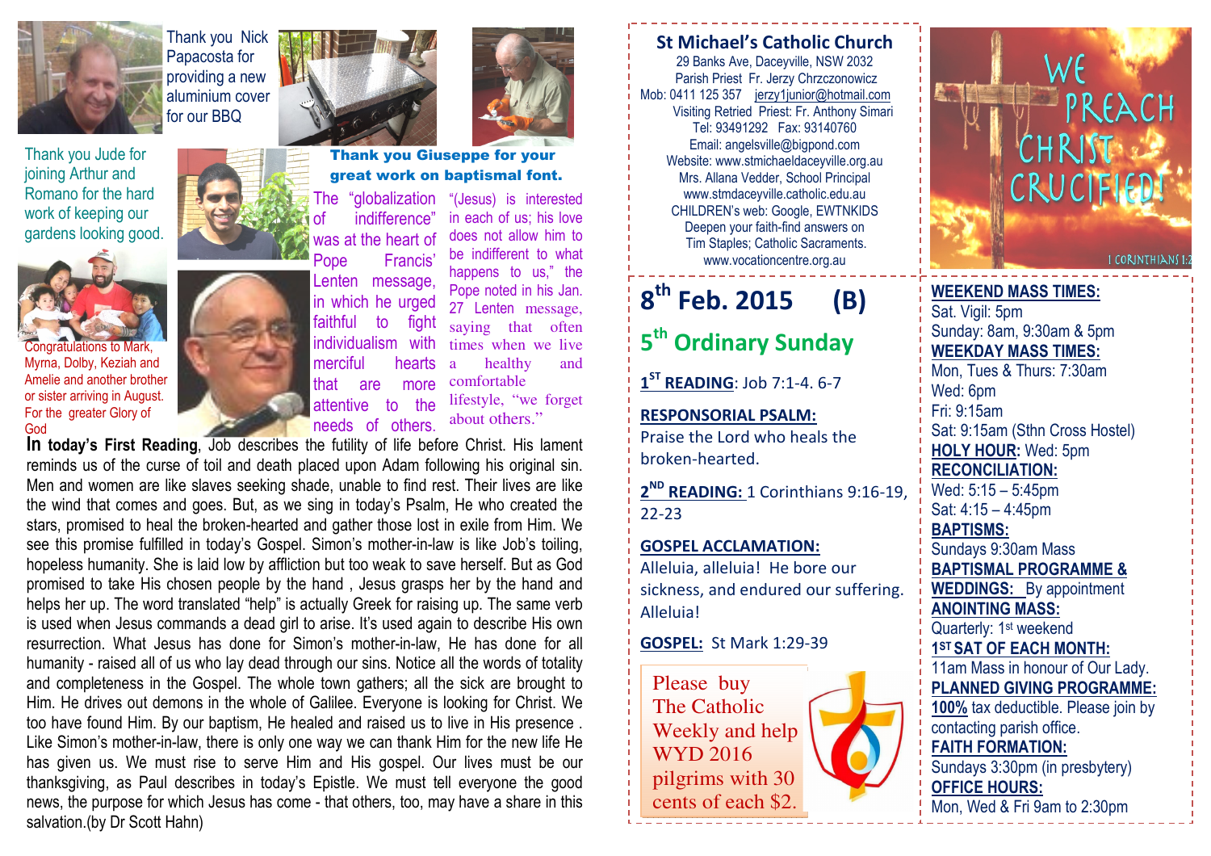Thank you Nick Papacosta for providing a new aluminium cover for our BBQ

Thank you Jude for joining Arthur and Romano for the hard work of keeping our gardens looking good.

**Thank you Giuseppe for your great work on baptismal font.**

Congratulations to Mark, Myrna, Dolby, Keziah and Amelie and another brother or sister arriving in August. For the greater Glory of God

The "globalization of indifference" was at the heart of Pope Francis' Lenten message, in which he urged faithful to fight individualism with merciful hearts that are more attentive to the needs of others. "(Jesus) is interested in each of us; his love does not allow him to be indifferent to what happens to us," the Pope noted in his Jan. 27 Lenten message, saying that often times when we live a healthy and comfortable lifestyle, "we forget about others."

**In today's First Reading**, Job describes the futility of life before Christ. His lament reminds us of the curse of toil and death placed upon Adam following his original sin. Men and women are like slaves seeking shade, unable to find rest. Their lives are like the wind that comes and goes. But, as we sing in today's Psalm, He who created the stars, promised to heal the broken-hearted and gather those lost in exile from Him. We see this promise fulfilled in today's Gospel. Simon's mother-in-law is like Job's toiling, hopeless humanity. She is laid low by affliction but too weak to save herself. But as God promised to take His chosen people by the hand , Jesus grasps her by the hand and helps her up. The word translated "help" is actually Greek for raising up. The same verb is used when Jesus commands a dead girl to arise. It's used again to describe His own resurrection. What Jesus has done for Simon's mother-in-law, He has done for all humanity - raised all of us who lay dead through our sins. Notice all the words of totality and completeness in the Gospel. The whole town gathers; all the sick are brought to Him. He drives out demons in the whole of Galilee. Everyone is looking for Christ. We too have found Him. By our baptism, He healed and raised us to live in His presence . Like Simon's mother-in-law, there is only one way we can thank Him for the new life He has given us. We must rise to serve Him and His gospel. Our lives must be our thanksgiving, as Paul describes in today's Epistle. We must tell everyone the good news, the purpose for which Jesus has come - that others, too, may have a share in this salvation.(by Dr Scott Hahn)

## St Michael's Catholic Church

29 Banks Ave, Daceyville, NSW 2032
Parish Priest Fr. Jerzy Chrzczonowicz
Mob: 0411 125 357 jerzy1junior@hotmail.com
Visiting Retried Priest: Fr. Anthony Simari
Tel: 93491292 Fax: 93140760
Email: angelsville@bigpond.com
Website: www.stmichaeldaceyville.org.au
Mrs. Allana Vedder, School Principal
www.stmdaceyville.catholic.edu.au
CHILDREN's web: Google, EWTNKIDS
Deepen your faith-find answers on
Tim Staples; Catholic Sacraments.
www.vocationcentre.org.au

WE PREACH CHRIST CRUCIFIED!
1 CORINTHIANS 1:2

# 8th Feb. 2015 (B)

## 5th Ordinary Sunday

**1ST READING**: Job 7:1-4. 6-7

**RESPONSORIAL PSALM:**
Praise the Lord who heals the broken-hearted.

**2ND READING:** 1 Corinthians 9:16-19, 22-23

**GOSPEL ACCLAMATION:**
Alleluia, alleluia! He bore our sickness, and endured our suffering. Alleluia!

**GOSPEL:** St Mark 1:29-39

Please buy The Catholic Weekly and help WYD 2016 pilgrims with 30 cents of each $2.

**WEEKEND MASS TIMES:**
Sat. Vigil: 5pm
Sunday: 8am, 9:30am & 5pm

**WEEKDAY MASS TIMES:**
Mon, Tues & Thurs: 7:30am
Wed: 6pm
Fri: 9:15am
Sat: 9:15am (Sthn Cross Hostel)

**HOLY HOUR:** Wed: 5pm

**RECONCILIATION:**
Wed: 5:15 – 5:45pm
Sat: 4:15 – 4:45pm

**BAPTISMS:**
Sundays 9:30am Mass

**BAPTISMAL PROGRAMME & WEDDINGS:** By appointment

**ANOINTING MASS:**
Quarterly: 1st weekend

**1ST SAT OF EACH MONTH:**
11am Mass in honour of Our Lady.

**PLANNED GIVING PROGRAMME:**
**100%** tax deductible. Please join by contacting parish office.

**FAITH FORMATION:**
Sundays 3:30pm (in presbytery)

**OFFICE HOURS:**
Mon, Wed & Fri 9am to 2:30pm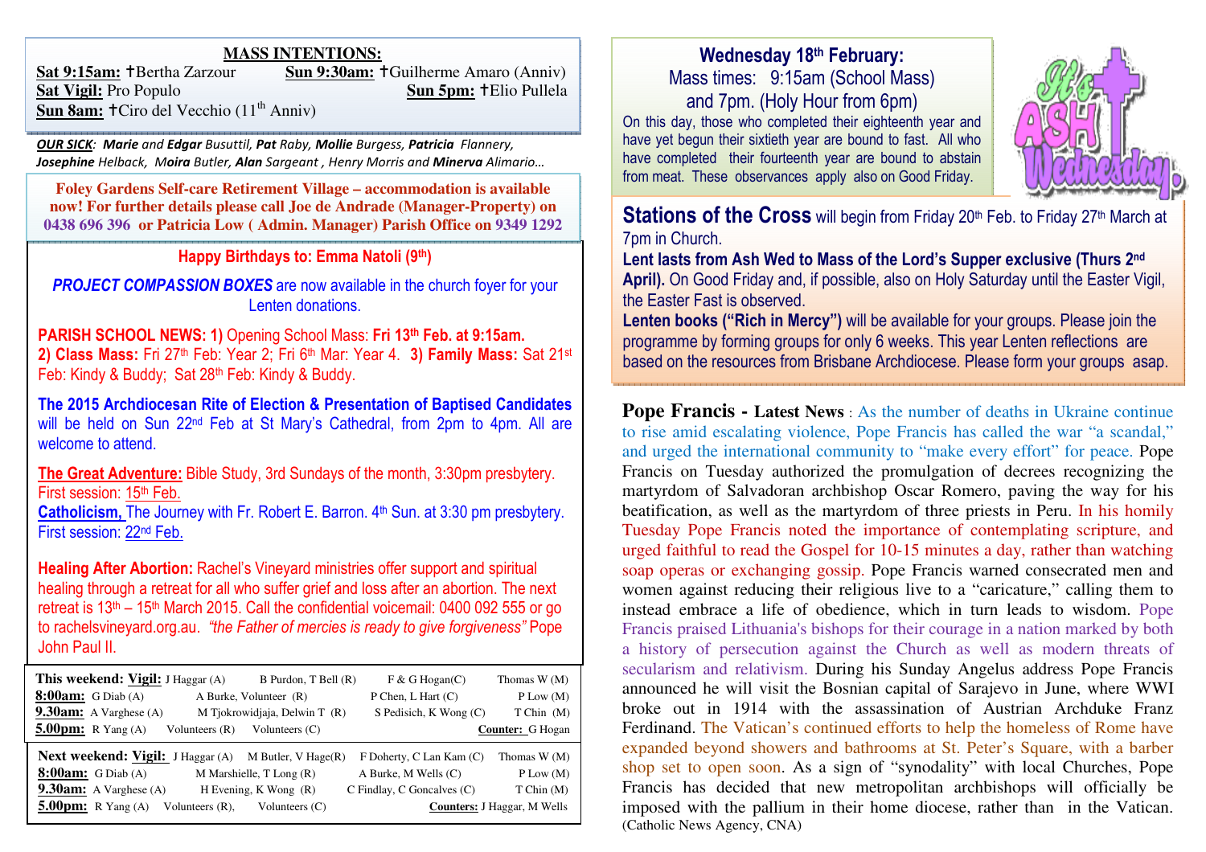**MASS INTENTIONS:**

**Sat 9:15am:** †Bertha Zarzour **Sun 9:30am:** †Guilherme Amaro (Anniv)
**Sat Vigil:** Pro Populo **Sun 5pm:** †Elio Pullela
**Sun 8am:** †Ciro del Vecchio (11th Anniv)

***OUR SICK**: **Marie** and **Edgar** Busuttil, **Pat** Raby, **Mollie** Burgess, **Patricia** Flannery, **Josephine** Helback, **Moira** Butler, **Alan** Sargeant , Henry Morris and **Minerva** Alimario…*

**Foley Gardens Self-care Retirement Village – accommodation is available now! For further details please call Joe de Andrade (Manager-Property) on 0438 696 396 or Patricia Low ( Admin. Manager) Parish Office on 9349 1292**

**Happy Birthdays to: Emma Natoli (9th)**

***PROJECT COMPASSION BOXES*** are now available in the church foyer for your Lenten donations.

**PARISH SCHOOL NEWS: 1)** Opening School Mass: **Fri 13th Feb. at 9:15am. 2) Class Mass:** Fri 27th Feb: Year 2; Fri 6th Mar: Year 4. **3) Family Mass:** Sat 21st Feb: Kindy & Buddy; Sat 28th Feb: Kindy & Buddy.

**The 2015 Archdiocesan Rite of Election & Presentation of Baptised Candidates** will be held on Sun 22nd Feb at St Mary's Cathedral, from 2pm to 4pm. All are welcome to attend.

**The Great Adventure:** Bible Study, 3rd Sundays of the month, 3:30pm presbytery. First session: 15th Feb.
**Catholicism,** The Journey with Fr. Robert E. Barron. 4th Sun. at 3:30 pm presbytery. First session: 22nd Feb.

**Healing After Abortion:** Rachel's Vineyard ministries offer support and spiritual healing through a retreat for all who suffer grief and loss after an abortion. The next retreat is 13th – 15th March 2015. Call the confidential voicemail: 0400 092 555 or go to rachelsvineyard.org.au. *"the Father of mercies is ready to give forgiveness"* Pope John Paul II.

| | | | | |
|---|---|---|---|---|
| **This weekend: Vigil:** J Haggar (A) | B Purdon, T Bell (R) | F & G Hogan(C) | Thomas W (M) | |
| **8:00am:** G Diab (A) | A Burke, Volunteer (R) | P Chen, L Hart (C) | P Low (M) | |
| **9.30am:** A Varghese (A) | M Tjokrowidjaja, Delwin T (R) | S Pedisich, K Wong (C) | T Chin (M) | |
| **5.00pm:** R Yang (A) | Volunteers (R) | Volunteers (C) | | **Counter:** G Hogan |
| **Next weekend: Vigil:** J Haggar (A) | M Butler, V Hage(R) | F Doherty, C Lan Kam (C) | Thomas W (M) | |
| **8:00am:** G Diab (A) | M Marshielle, T Long (R) | A Burke, M Wells (C) | P Low (M) | |
| **9.30am:** A Varghese (A) | H Evening, K Wong (R) | C Findlay, C Goncalves (C) | T Chin (M) | |
| **5.00pm:** R Yang (A) | Volunteers (R), | Volunteers (C) | | **Counters:** J Haggar, M Wells |

**Wednesday 18th February:**
Mass times: 9:15am (School Mass) and 7pm. (Holy Hour from 6pm)
On this day, those who completed their eighteenth year and have yet begun their sixtieth year are bound to fast. All who have completed their fourteenth year are bound to abstain from meat. These observances apply also on Good Friday.

It's ASH Wednesday.

**Stations of the Cross** will begin from Friday 20th Feb. to Friday 27th March at 7pm in Church.
**Lent lasts from Ash Wed to Mass of the Lord's Supper exclusive (Thurs 2nd April).** On Good Friday and, if possible, also on Holy Saturday until the Easter Vigil, the Easter Fast is observed.
**Lenten books ("Rich in Mercy")** will be available for your groups. Please join the programme by forming groups for only 6 weeks. This year Lenten reflections are based on the resources from Brisbane Archdiocese. Please form your groups asap.

**Pope Francis - Latest News** : As the number of deaths in Ukraine continue to rise amid escalating violence, Pope Francis has called the war "a scandal," and urged the international community to "make every effort" for peace. Pope Francis on Tuesday authorized the promulgation of decrees recognizing the martyrdom of Salvadoran archbishop Oscar Romero, paving the way for his beatification, as well as the martyrdom of three priests in Peru. In his homily Tuesday Pope Francis noted the importance of contemplating scripture, and urged faithful to read the Gospel for 10-15 minutes a day, rather than watching soap operas or exchanging gossip. Pope Francis warned consecrated men and women against reducing their religious live to a "caricature," calling them to instead embrace a life of obedience, which in turn leads to wisdom. Pope Francis praised Lithuania's bishops for their courage in a nation marked by both a history of persecution against the Church as well as modern threats of secularism and relativism. During his Sunday Angelus address Pope Francis announced he will visit the Bosnian capital of Sarajevo in June, where WWI broke out in 1914 with the assassination of Austrian Archduke Franz Ferdinand. The Vatican's continued efforts to help the homeless of Rome have expanded beyond showers and bathrooms at St. Peter's Square, with a barber shop set to open soon. As a sign of "synodality" with local Churches, Pope Francis has decided that new metropolitan archbishops will officially be imposed with the pallium in their home diocese, rather than in the Vatican. (Catholic News Agency, CNA)